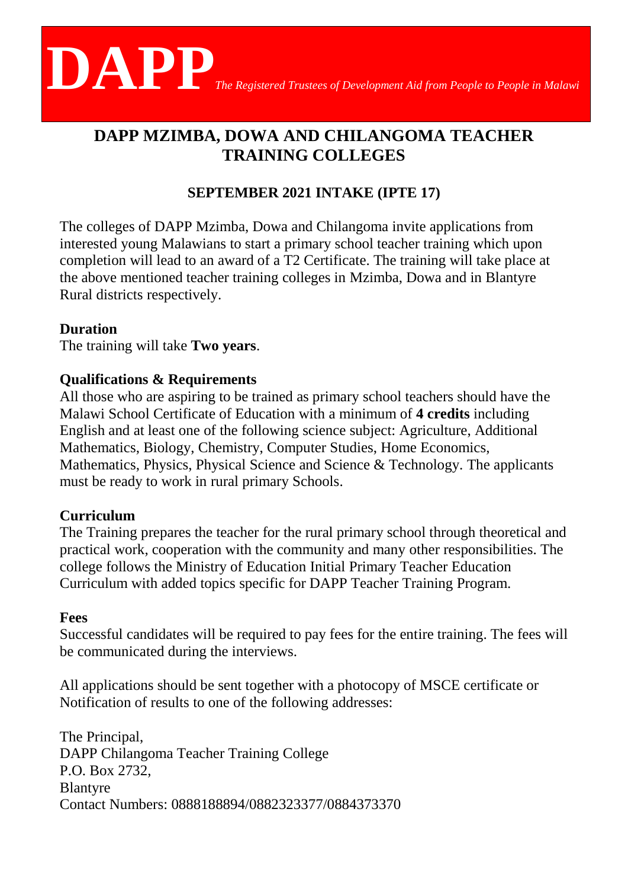# DAPP *The Registered Trustees of Development Aid from People to People in Malawi*

## DAPP MZIMBA, DOWA AND CHILANGOMA TEACHER TRAINING COLLEGES

### SEPTEMBER 2021 INTAKE (IPTE 17)

The colleges of DAPP Mzimba, Dowa and Chilangoma invite applications from interested young Malawians to start a primary school teacher training which upon completion will lead to an award of a T2 Certificate. The training will take place at the above mentioned teacher training colleges in Mzimba, Dowa and in Blantyre Rural districts respectively.

**Duration**

The training will take **Two years**.

**Qualifications & Requirements**

All those who are aspiring to be trained as primary school teachers should have the Malawi School Certificate of Education with a minimum of **4 credits** including English and at least one of the following science subject: Agriculture, Additional Mathematics, Biology, Chemistry, Computer Studies, Home Economics, Mathematics, Physics, Physical Science and Science & Technology. The applicants must be ready to work in rural primary Schools.

**Curriculum**

The Training prepares the teacher for the rural primary school through theoretical and practical work, cooperation with the community and many other responsibilities. The college follows the Ministry of Education Initial Primary Teacher Education Curriculum with added topics specific for DAPP Teacher Training Program.

**Fees**

Successful candidates will be required to pay fees for the entire training. The fees will be communicated during the interviews.

All applications should be sent together with a photocopy of MSCE certificate or Notification of results to one of the following addresses:

The Principal,
DAPP Chilangoma Teacher Training College
P.O. Box 2732,
Blantyre
Contact Numbers: 0888188894/0882323377/0884373370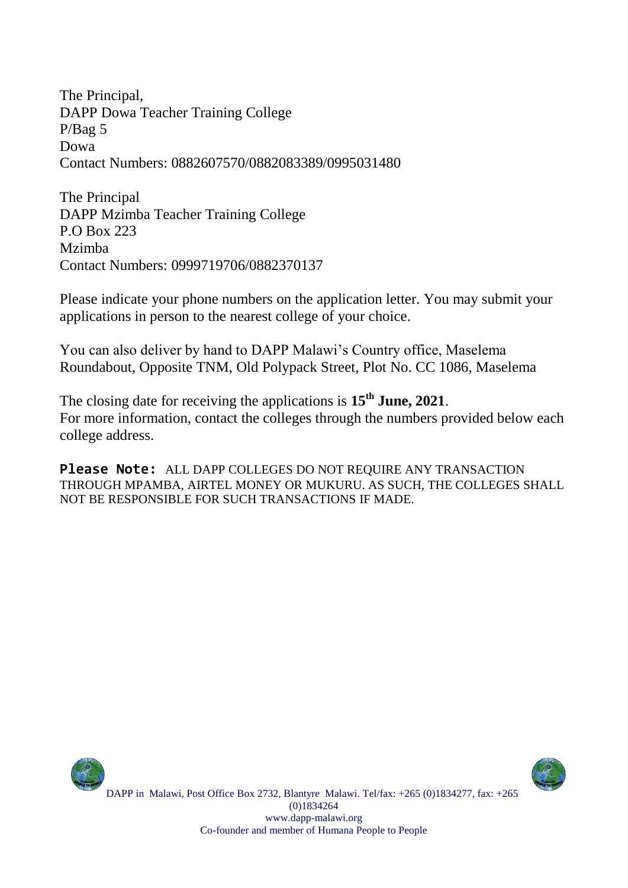The Principal,
DAPP Dowa Teacher Training College
P/Bag 5
Dowa
Contact Numbers: 0882607570/0882083389/0995031480

The Principal
DAPP Mzimba Teacher Training College
P.O Box 223
Mzimba
Contact Numbers: 0999719706/0882370137

Please indicate your phone numbers on the application letter. You may submit your applications in person to the nearest college of your choice.

You can also deliver by hand to DAPP Malawi's Country office, Maselema Roundabout, Opposite TNM, Old Polypack Street, Plot No. CC 1086, Maselema

The closing date for receiving the applications is **15th June, 2021**.
For more information, contact the colleges through the numbers provided below each college address.

**Please Note:** ALL DAPP COLLEGES DO NOT REQUIRE ANY TRANSACTION THROUGH MPAMBA, AIRTEL MONEY OR MUKURU. AS SUCH, THE COLLEGES SHALL NOT BE RESPONSIBLE FOR SUCH TRANSACTIONS IF MADE.

DAPP in Malawi, Post Office Box 2732, Blantyre Malawi. Tel/fax: +265 (0)1834277, fax: +265 (0)1834264
www.dapp-malawi.org
Co-founder and member of Humana People to People